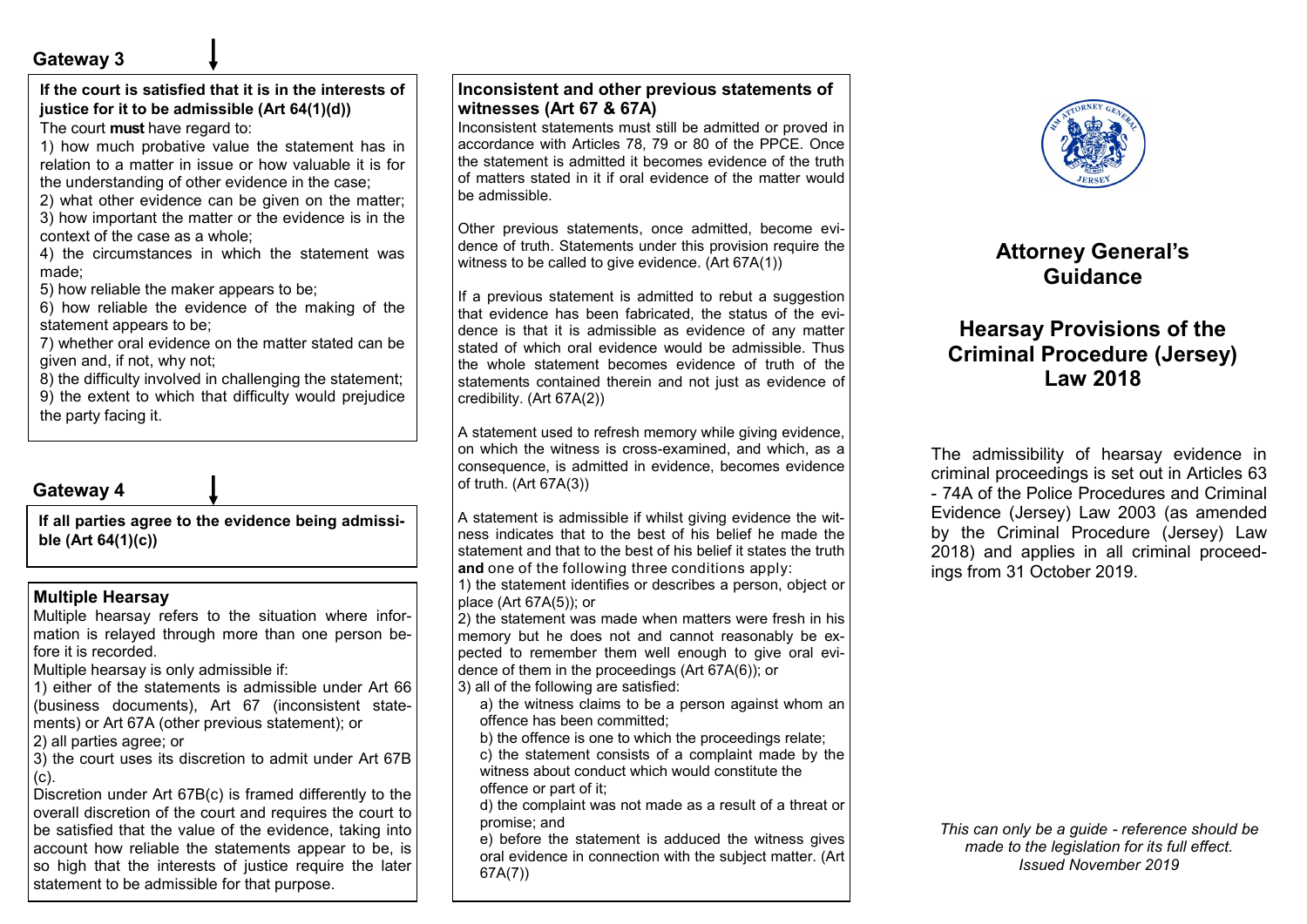## Gateway 3

**If the court is satisfied that it is in the interests of justice for it to be admissible (Art 64(1)(d))**

The court **must** have regard to:

1) how much probative value the statement has in relation to a matter in issue or how valuable it is for the understanding of other evidence in the case;
2) what other evidence can be given on the matter;
3) how important the matter or the evidence is in the context of the case as a whole;
4) the circumstances in which the statement was made;
5) how reliable the maker appears to be;
6) how reliable the evidence of the making of the statement appears to be;
7) whether oral evidence on the matter stated can be given and, if not, why not;
8) the difficulty involved in challenging the statement;
9) the extent to which that difficulty would prejudice the party facing it.

## Gateway 4

**If all parties agree to the evidence being admissible (Art 64(1)(c))**

### Multiple Hearsay

Multiple hearsay refers to the situation where information is relayed through more than one person before it is recorded.

Multiple hearsay is only admissible if:

1) either of the statements is admissible under Art 66 (business documents), Art 67 (inconsistent statements) or Art 67A (other previous statement); or
2) all parties agree; or
3) the court uses its discretion to admit under Art 67B (c).

Discretion under Art 67B(c) is framed differently to the overall discretion of the court and requires the court to be satisfied that the value of the evidence, taking into account how reliable the statements appear to be, is so high that the interests of justice require the later statement to be admissible for that purpose.

### Inconsistent and other previous statements of witnesses (Art 67 & 67A)

Inconsistent statements must still be admitted or proved in accordance with Articles 78, 79 or 80 of the PPCE. Once the statement is admitted it becomes evidence of the truth of matters stated in it if oral evidence of the matter would be admissible.

Other previous statements, once admitted, become evidence of truth. Statements under this provision require the witness to be called to give evidence. (Art 67A(1))

If a previous statement is admitted to rebut a suggestion that evidence has been fabricated, the status of the evidence is that it is admissible as evidence of any matter stated of which oral evidence would be admissible. Thus the whole statement becomes evidence of truth of the statements contained therein and not just as evidence of credibility. (Art 67A(2))

A statement used to refresh memory while giving evidence, on which the witness is cross-examined, and which, as a consequence, is admitted in evidence, becomes evidence of truth. (Art 67A(3))

A statement is admissible if whilst giving evidence the witness indicates that to the best of his belief he made the statement and that to the best of his belief it states the truth **and** one of the following three conditions apply:

1) the statement identifies or describes a person, object or place (Art 67A(5)); or
2) the statement was made when matters were fresh in his memory but he does not and cannot reasonably be expected to remember them well enough to give oral evidence of them in the proceedings (Art 67A(6)); or
3) all of the following are satisfied:
   a) the witness claims to be a person against whom an offence has been committed;
   b) the offence is one to which the proceedings relate;
   c) the statement consists of a complaint made by the witness about conduct which would constitute the offence or part of it;
   d) the complaint was not made as a result of a threat or promise; and
   e) before the statement is adduced the witness gives oral evidence in connection with the subject matter. (Art 67A(7))

# Attorney General's Guidance

# Hearsay Provisions of the Criminal Procedure (Jersey) Law 2018

The admissibility of hearsay evidence in criminal proceedings is set out in Articles 63 - 74A of the Police Procedures and Criminal Evidence (Jersey) Law 2003 (as amended by the Criminal Procedure (Jersey) Law 2018) and applies in all criminal proceedings from 31 October 2019.

*This can only be a guide - reference should be made to the legislation for its full effect.*
*Issued November 2019*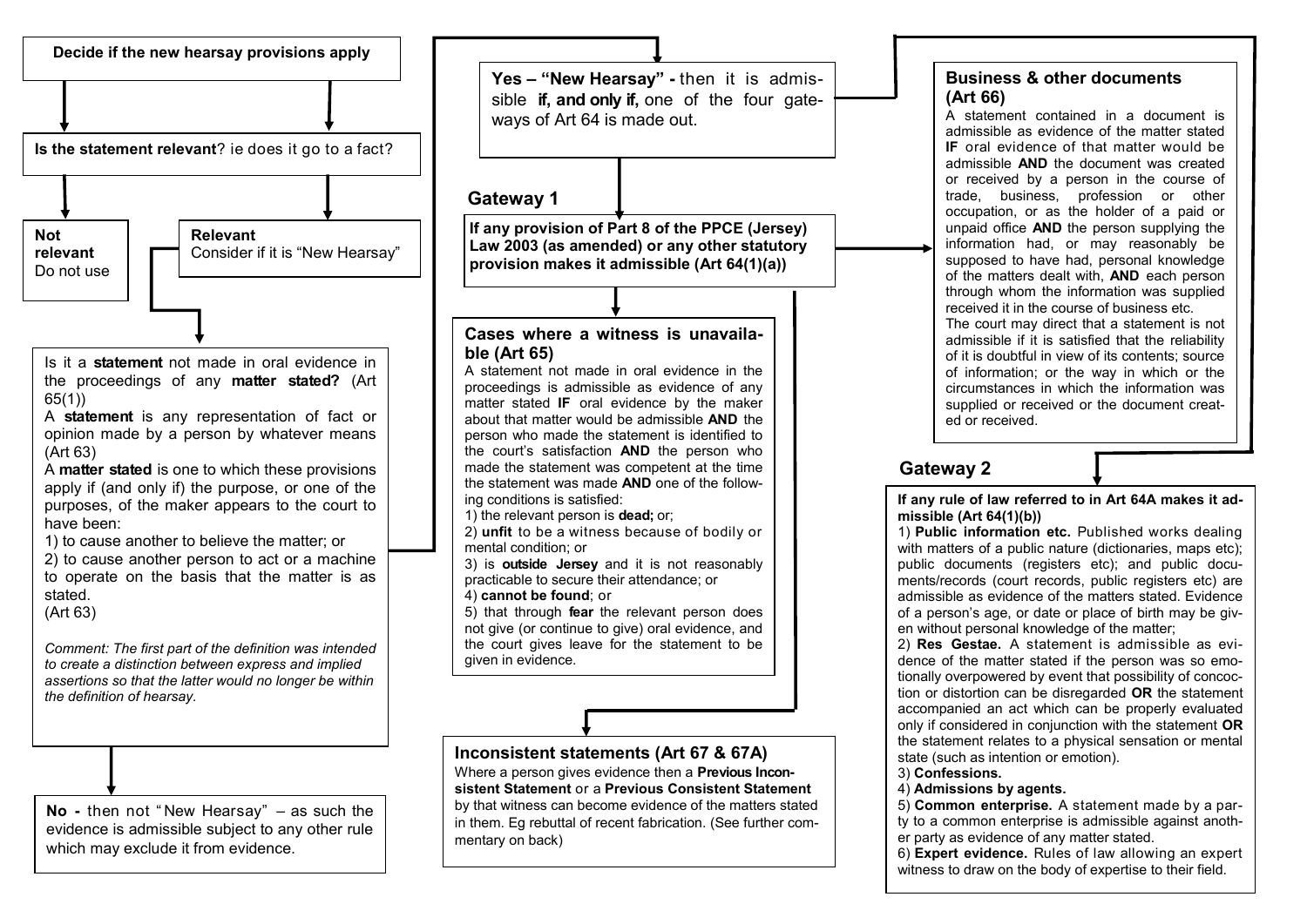**Decide if the new hearsay provisions apply**

**Is the statement relevant**? ie does it go to a fact?

**Not relevant**
Do not use

**Relevant**
Consider if it is "New Hearsay"

Is it a **statement** not made in oral evidence in the proceedings of any **matter stated?** (Art 65(1))

A **statement** is any representation of fact or opinion made by a person by whatever means (Art 63)

A **matter stated** is one to which these provisions apply if (and only if) the purpose, or one of the purposes, of the maker appears to the court to have been:

1) to cause another to believe the matter; or
2) to cause another person to act or a machine to operate on the basis that the matter is as stated.
(Art 63)

*Comment: The first part of the definition was intended to create a distinction between express and implied assertions so that the latter would no longer be within the definition of hearsay.*

**No -** then not "New Hearsay" – as such the evidence is admissible subject to any other rule which may exclude it from evidence.

**Yes – "New Hearsay" -** then it is admissible **if, and only if,** one of the four gateways of Art 64 is made out.

## Gateway 1

**If any provision of Part 8 of the PPCE (Jersey) Law 2003 (as amended) or any other statutory provision makes it admissible (Art 64(1)(a))**

### Cases where a witness is unavailable (Art 65)

A statement not made in oral evidence in the proceedings is admissible as evidence of any matter stated **IF** oral evidence by the maker about that matter would be admissible **AND** the person who made the statement is identified to the court's satisfaction **AND** the person who made the statement was competent at the time the statement was made **AND** one of the following conditions is satisfied:

1) the relevant person is **dead;** or;
2) **unfit** to be a witness because of bodily or mental condition; or
3) is **outside Jersey** and it is not reasonably practicable to secure their attendance; or
4) **cannot be found**; or
5) that through **fear** the relevant person does not give (or continue to give) oral evidence, and the court gives leave for the statement to be given in evidence.

### Inconsistent statements (Art 67 & 67A)

Where a person gives evidence then a **Previous Inconsistent Statement** or a **Previous Consistent Statement** by that witness can become evidence of the matters stated in them. Eg rebuttal of recent fabrication. (See further commentary on back)

### Business & other documents (Art 66)

A statement contained in a document is admissible as evidence of the matter stated **IF** oral evidence of that matter would be admissible **AND** the document was created or received by a person in the course of trade, business, profession or other occupation, or as the holder of a paid or unpaid office **AND** the person supplying the information had, or may reasonably be supposed to have had, personal knowledge of the matters dealt with, **AND** each person through whom the information was supplied received it in the course of business etc.

The court may direct that a statement is not admissible if it is satisfied that the reliability of it is doubtful in view of its contents; source of information; or the way in which or the circumstances in which the information was supplied or received or the document created or received.

## Gateway 2

**If any rule of law referred to in Art 64A makes it admissible (Art 64(1)(b))**

1) **Public information etc.** Published works dealing with matters of a public nature (dictionaries, maps etc); public documents (registers etc); and public documents/records (court records, public registers etc) are admissible as evidence of the matters stated. Evidence of a person's age, or date or place of birth may be given without personal knowledge of the matter;
2) **Res Gestae.** A statement is admissible as evidence of the matter stated if the person was so emotionally overpowered by event that possibility of concoction or distortion can be disregarded **OR** the statement accompanied an act which can be properly evaluated only if considered in conjunction with the statement **OR** the statement relates to a physical sensation or mental state (such as intention or emotion).
3) **Confessions.**
4) **Admissions by agents.**
5) **Common enterprise.** A statement made by a party to a common enterprise is admissible against another party as evidence of any matter stated.
6) **Expert evidence.** Rules of law allowing an expert witness to draw on the body of expertise to their field.